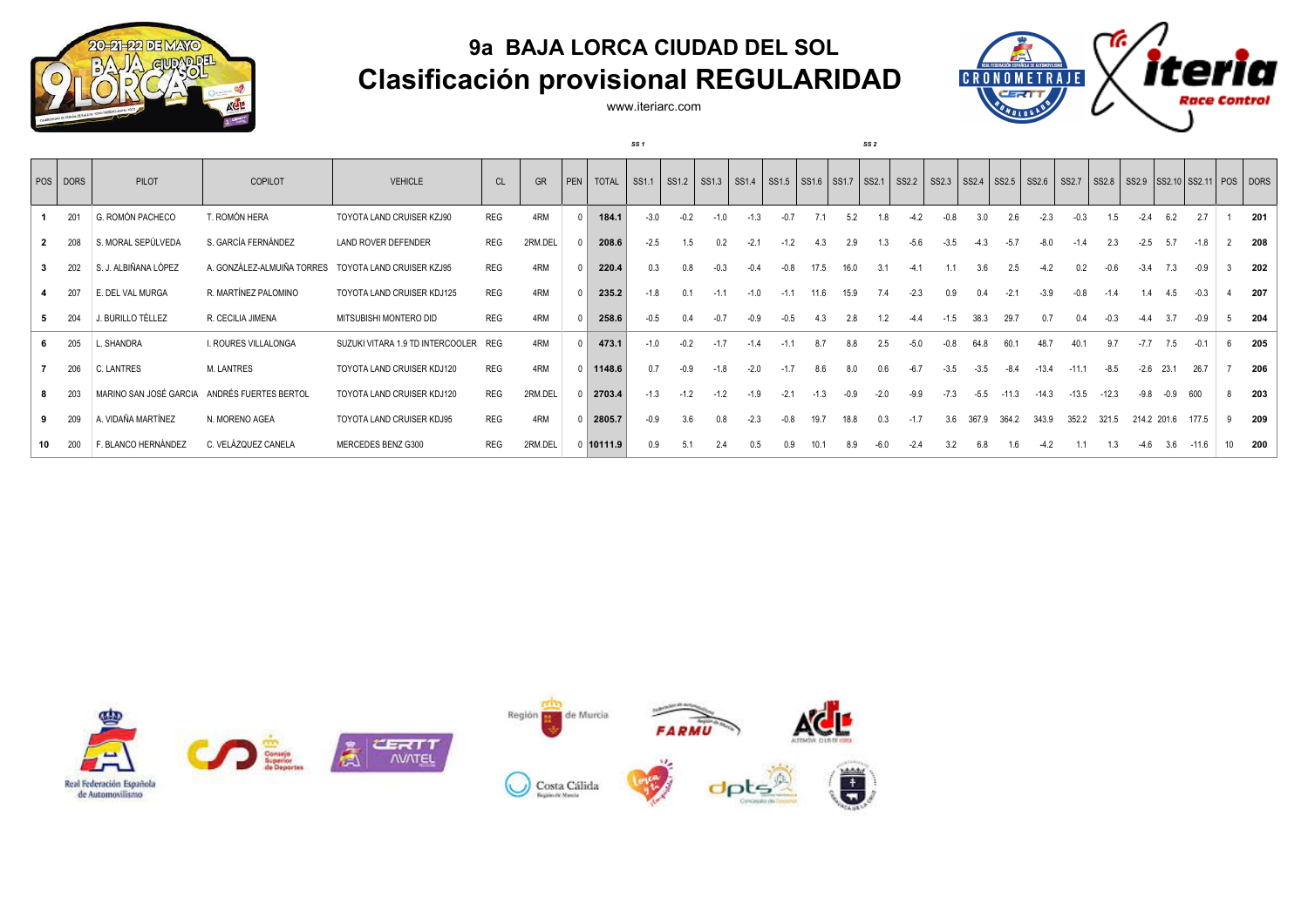# 9a BAJA LORCA CIUDAD DEL SOL

# Clasificación provisional REGULARIDAD

www.iteriarc.com

| POS | DORS | PILOT | COPILOT | VEHICLE | CL | GR | PEN | TOTAL | SS1.1 | SS1.2 | SS1.3 | SS1.4 | SS1.5 | SS1.6 | SS1.7 | SS2.1 | SS2.2 | SS2.3 | SS2.4 | SS2.5 | SS2.6 | SS2.7 | SS2.8 | SS2.9 | SS2.10 | SS2.11 | POS | DORS |
|---|---|---|---|---|---|---|---|---|---|---|---|---|---|---|---|---|---|---|---|---|---|---|---|---|---|---|---|---|
| 1 | 201 | G. ROMÓN PACHECO | T. ROMÓN HERA | TOYOTA LAND CRUISER KZJ90 | REG | 4RM | 0 | 184.1 | -3.0 | -0.2 | -1.0 | -1.3 | -0.7 | 7.1 | 5.2 | 1.8 | -4.2 | -0.8 | 3.0 | 2.6 | -2.3 | -0.3 | 1.5 | -2.4 | 6.2 | 2.7 | 1 | 201 |
| 2 | 208 | S. MORAL SEPÚLVEDA | S. GARCÍA FERNÁNDEZ | LAND ROVER DEFENDER | REG | 2RM.DEL | 0 | 208.6 | -2.5 | 1.5 | 0.2 | -2.1 | -1.2 | 4.3 | 2.9 | 1.3 | -5.6 | -3.5 | -4.3 | -5.7 | -8.0 | -1.4 | 2.3 | -2.5 | 5.7 | -1.8 | 2 | 208 |
| 3 | 202 | S. J. ALBIÑANA LÓPEZ | A. GONZÁLEZ-ALMUIÑA TORRES | TOYOTA LAND CRUISER KZJ95 | REG | 4RM | 0 | 220.4 | 0.3 | 0.8 | -0.3 | -0.4 | -0.8 | 17.5 | 16.0 | 3.1 | -4.1 | 1.1 | 3.6 | 2.5 | -4.2 | 0.2 | -0.6 | -3.4 | 7.3 | -0.9 | 3 | 202 |
| 4 | 207 | E. DEL VAL MURGA | R. MARTÍNEZ PALOMINO | TOYOTA LAND CRUISER KDJ125 | REG | 4RM | 0 | 235.2 | -1.8 | 0.1 | -1.1 | -1.0 | -1.1 | 11.6 | 15.9 | 7.4 | -2.3 | 0.9 | 0.4 | -2.1 | -3.9 | -0.8 | -1.4 | 1.4 | 4.5 | -0.3 | 4 | 207 |
| 5 | 204 | J. BURILLO TÉLLEZ | R. CECILIA JIMENA | MITSUBISHI MONTERO DID | REG | 4RM | 0 | 258.6 | -0.5 | 0.4 | -0.7 | -0.9 | -0.5 | 4.3 | 2.8 | 1.2 | -4.4 | -1.5 | 38.3 | 29.7 | 0.7 | 0.4 | -0.3 | -4.4 | 3.7 | -0.9 | 5 | 204 |
| 6 | 205 | L. SHANDRA | I. ROURES VILLALONGA | SUZUKI VITARA 1.9 TD INTERCOOLER | REG | 4RM | 0 | 473.1 | -1.0 | -0.2 | -1.7 | -1.4 | -1.1 | 8.7 | 8.8 | 2.5 | -5.0 | -0.8 | 64.8 | 60.1 | 48.7 | 40.1 | 9.7 | -7.7 | 7.5 | -0.1 | 6 | 205 |
| 7 | 206 | C. LANTRES | M. LANTRES | TOYOTA LAND CRUISER KDJ120 | REG | 4RM | 0 | 1148.6 | 0.7 | -0.9 | -1.8 | -2.0 | -1.7 | 8.6 | 8.0 | 0.6 | -6.7 | -3.5 | -3.5 | -8.4 | -13.4 | -11.1 | -8.5 | -2.6 | 23.1 | 26.7 | 7 | 206 |
| 8 | 203 | MARINO SAN JOSÉ GARCIA | ANDRÉS FUERTES BERTOL | TOYOTA LAND CRUISER KDJ120 | REG | 2RM.DEL | 0 | 2703.4 | -1.3 | -1.2 | -1.2 | -1.9 | -2.1 | -1.3 | -0.9 | -2.0 | -9.9 | -7.3 | -5.5 | -11.3 | -14.3 | -13.5 | -12.3 | -9.8 | -0.9 | 600 | 8 | 203 |
| 9 | 209 | A. VIDAÑA MARTÍNEZ | N. MORENO AGEA | TOYOTA LAND CRUISER KDJ95 | REG | 4RM | 0 | 2805.7 | -0.9 | 3.6 | 0.8 | -2.3 | -0.8 | 19.7 | 18.8 | 0.3 | -1.7 | 3.6 | 367.9 | 364.2 | 343.9 | 352.2 | 321.5 | 214.2 | 201.6 | 177.5 | 9 | 209 |
| 10 | 200 | F. BLANCO HERNÁNDEZ | C. VELÁZQUEZ CANELA | MERCEDES BENZ G300 | REG | 2RM.DEL | 0 | 10111.9 | 0.9 | 5.1 | 2.4 | 0.5 | 0.9 | 10.1 | 8.9 | -6.0 | -2.4 | 3.2 | 6.8 | 1.6 | -4.2 | 1.1 | 1.3 | -4.6 | 3.6 | -11.6 | 10 | 200 |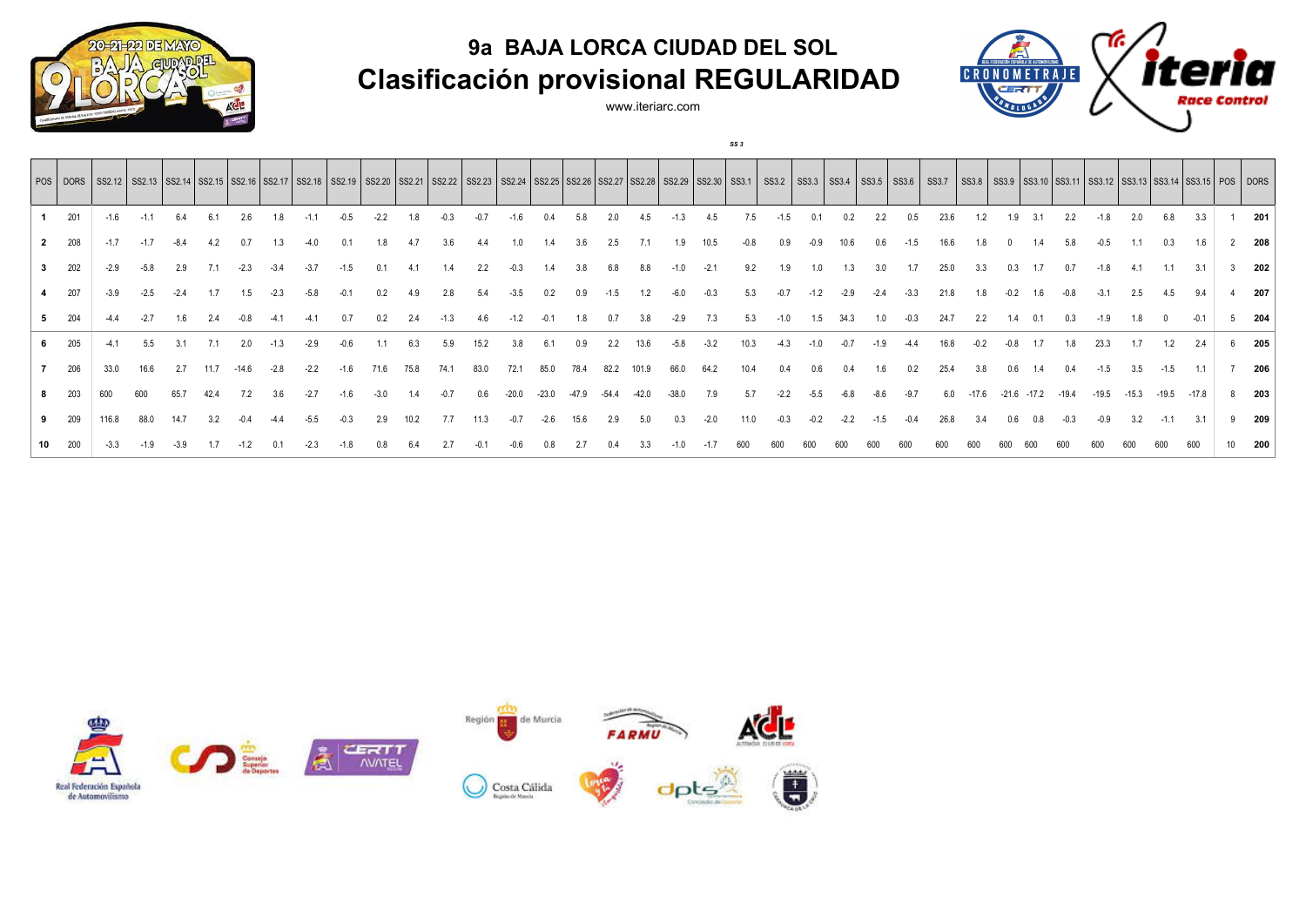# 9a BAJA LORCA CIUDAD DEL SOL

## Clasificación provisional REGULARIDAD

www.iteriarc.com

SS 3

| POS | DORS | SS2.12 | SS2.13 | SS2.14 | SS2.15 | SS2.16 | SS2.17 | SS2.18 | SS2.19 | SS2.20 | SS2.21 | SS2.22 | SS2.23 | SS2.24 | SS2.25 | SS2.26 | SS2.27 | SS2.28 | SS2.29 | SS2.30 | SS3.1 | SS3.2 | SS3.3 | SS3.4 | SS3.5 | SS3.6 | SS3.7 | SS3.8 | SS3.9 | SS3.10 | SS3.11 | SS3.12 | SS3.13 | SS3.14 | SS3.15 | POS | DORS |
|---|---|---|---|---|---|---|---|---|---|---|---|---|---|---|---|---|---|---|---|---|---|---|---|---|---|---|---|---|---|---|---|---|---|---|---|---|---|
| **1** | 201 | -1.6 | -1.1 | 6.4 | 6.1 | 2.6 | 1.8 | -1.1 | -0.5 | -2.2 | 1.8 | -0.3 | -0.7 | -1.6 | 0.4 | 5.8 | 2.0 | 4.5 | -1.3 | 4.5 | 7.5 | -1.5 | 0.1 | 0.2 | 2.2 | 0.5 | 23.6 | 1.2 | 1.9 | 3.1 | 2.2 | -1.8 | 2.0 | 6.8 | 3.3 | 1 | **201** |
| **2** | 208 | -1.7 | -1.7 | -8.4 | 4.2 | 0.7 | 1.3 | -4.0 | 0.1 | 1.8 | 4.7 | 3.6 | 4.4 | 1.0 | 1.4 | 3.6 | 2.5 | 7.1 | 1.9 | 10.5 | -0.8 | 0.9 | -0.9 | 10.6 | 0.6 | -1.5 | 16.6 | 1.8 | 0 | 1.4 | 5.8 | -0.5 | 1.1 | 0.3 | 1.6 | 2 | **208** |
| **3** | 202 | -2.9 | -5.8 | 2.9 | 7.1 | -2.3 | -3.4 | -3.7 | -1.5 | 0.1 | 4.1 | 1.4 | 2.2 | -0.3 | 1.4 | 3.8 | 6.8 | 8.8 | -1.0 | -2.1 | 9.2 | 1.9 | 1.0 | 1.3 | 3.0 | 1.7 | 25.0 | 3.3 | 0.3 | 1.7 | 0.7 | -1.8 | 4.1 | 1.1 | 3.1 | 3 | **202** |
| **4** | 207 | -3.9 | -2.5 | -2.4 | 1.7 | 1.5 | -2.3 | -5.8 | -0.1 | 0.2 | 4.9 | 2.8 | 5.4 | -3.5 | 0.2 | 0.9 | -1.5 | 1.2 | -6.0 | -0.3 | 5.3 | -0.7 | -1.2 | -2.9 | -2.4 | -3.3 | 21.8 | 1.8 | -0.2 | 1.6 | -0.8 | -3.1 | 2.5 | 4.5 | 9.4 | 4 | **207** |
| **5** | 204 | -4.4 | -2.7 | 1.6 | 2.4 | -0.8 | -4.1 | -4.1 | 0.7 | 0.2 | 2.4 | -1.3 | 4.6 | -1.2 | -0.1 | 1.8 | 0.7 | 3.8 | -2.9 | 7.3 | 5.3 | -1.0 | 1.5 | 34.3 | 1.0 | -0.3 | 24.7 | 2.2 | 1.4 | 0.1 | 0.3 | -1.9 | 1.8 | 0 | -0.1 | 5 | **204** |
| **6** | 205 | -4.1 | 5.5 | 3.1 | 7.1 | 2.0 | -1.3 | -2.9 | -0.6 | 1.1 | 6.3 | 5.9 | 15.2 | 3.8 | 6.1 | 0.9 | 2.2 | 13.6 | -5.8 | -3.2 | 10.3 | -4.3 | -1.0 | -0.7 | -1.9 | -4.4 | 16.8 | -0.2 | -0.8 | 1.7 | 1.8 | 23.3 | 1.7 | 1.2 | 2.4 | 6 | **205** |
| **7** | 206 | 33.0 | 16.6 | 2.7 | 11.7 | -14.6 | -2.8 | -2.2 | -1.6 | 71.6 | 75.8 | 74.1 | 83.0 | 72.1 | 85.0 | 78.4 | 82.2 | 101.9 | 66.0 | 64.2 | 10.4 | 0.4 | 0.6 | 0.4 | 1.6 | 0.2 | 25.4 | 3.8 | 0.6 | 1.4 | 0.4 | -1.5 | 3.5 | -1.5 | 1.1 | 7 | **206** |
| **8** | 203 | 600 | 600 | 65.7 | 42.4 | 7.2 | 3.6 | -2.7 | -1.6 | -3.0 | 1.4 | -0.7 | 0.6 | -20.0 | -23.0 | -47.9 | -54.4 | -42.0 | -38.0 | 7.9 | 5.7 | -2.2 | -5.5 | -6.8 | -8.6 | -9.7 | 6.0 | -17.6 | -21.6 | -17.2 | -19.4 | -19.5 | -15.3 | -19.5 | -17.8 | 8 | **203** |
| **9** | 209 | 116.8 | 88.0 | 14.7 | 3.2 | -0.4 | -4.4 | -5.5 | -0.3 | 2.9 | 10.2 | 7.7 | 11.3 | -0.7 | -2.6 | 15.6 | 2.9 | 5.0 | 0.3 | -2.0 | 11.0 | -0.3 | -0.2 | -2.2 | -1.5 | -0.4 | 26.8 | 3.4 | 0.6 | 0.8 | -0.3 | -0.9 | 3.2 | -1.1 | 3.1 | 9 | **209** |
| **10** | 200 | -3.3 | -1.9 | -3.9 | 1.7 | -1.2 | 0.1 | -2.3 | -1.8 | 0.8 | 6.4 | 2.7 | -0.1 | -0.6 | 0.8 | 2.7 | 0.4 | 3.3 | -1.0 | -1.7 | 600 | 600 | 600 | 600 | 600 | 600 | 600 | 600 | 600 | 600 | 600 | 600 | 600 | 600 | 600 | 10 | **200** |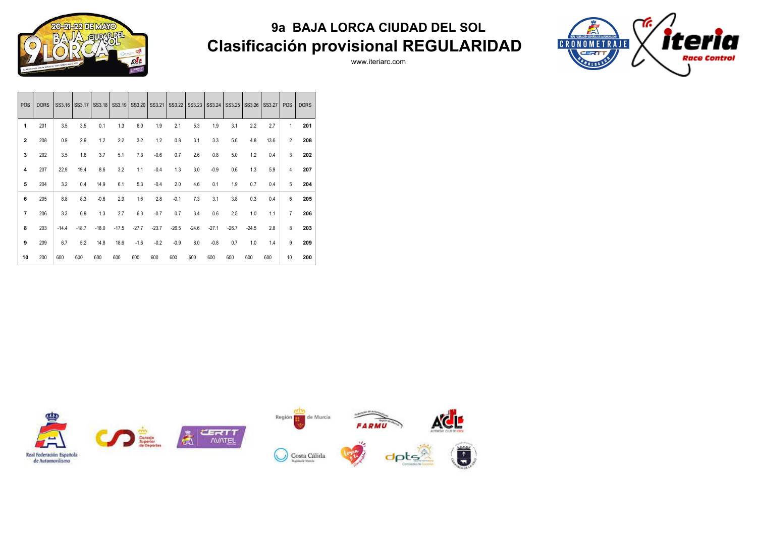# 9a BAJA LORCA CIUDAD DEL SOL

## Clasificación provisional REGULARIDAD

www.iteriarc.com

| POS | DORS | SS3.16 | SS3.17 | SS3.18 | SS3.19 | SS3.20 | SS3.21 | SS3.22 | SS3.23 | SS3.24 | SS3.25 | SS3.26 | SS3.27 | POS | DORS |
|---|---|---|---|---|---|---|---|---|---|---|---|---|---|---|---|
| **1** | 201 | 3.5 | 3.5 | 0.1 | 1.3 | 6.0 | 1.9 | 2.1 | 5.3 | 1.9 | 3.1 | 2.2 | 2.7 | 1 | **201** |
| **2** | 208 | 0.9 | 2.9 | 1.2 | 2.2 | 3.2 | 1.2 | 0.8 | 3.1 | 3.3 | 5.6 | 4.8 | 13.6 | 2 | **208** |
| **3** | 202 | 3.5 | 1.6 | 3.7 | 5.1 | 7.3 | -0.6 | 0.7 | 2.6 | 0.8 | 5.0 | 1.2 | 0.4 | 3 | **202** |
| **4** | 207 | 22.9 | 19.4 | 8.6 | 3.2 | 1.1 | -0.4 | 1.3 | 3.0 | -0.9 | 0.6 | 1.3 | 5.9 | 4 | **207** |
| **5** | 204 | 3.2 | 0.4 | 14.9 | 6.1 | 5.3 | -0.4 | 2.0 | 4.6 | 0.1 | 1.9 | 0.7 | 0.4 | 5 | **204** |
| **6** | 205 | 8.8 | 8.3 | -0.6 | 2.9 | 1.6 | 2.8 | -0.1 | 7.3 | 3.1 | 3.8 | 0.3 | 0.4 | 6 | **205** |
| **7** | 206 | 3.3 | 0.9 | 1.3 | 2.7 | 6.3 | -0.7 | 0.7 | 3.4 | 0.6 | 2.5 | 1.0 | 1.1 | 7 | **206** |
| **8** | 203 | -14.4 | -18.7 | -18.0 | -17.5 | -27.7 | -23.7 | -26.5 | -24.6 | -27.1 | -26.7 | -24.5 | 2.8 | 8 | **203** |
| **9** | 209 | 6.7 | 5.2 | 14.8 | 18.6 | -1.6 | -0.2 | -0.9 | 8.0 | -0.8 | 0.7 | 1.0 | 1.4 | 9 | **209** |
| **10** | 200 | 600 | 600 | 600 | 600 | 600 | 600 | 600 | 600 | 600 | 600 | 600 | 600 | 10 | **200** |